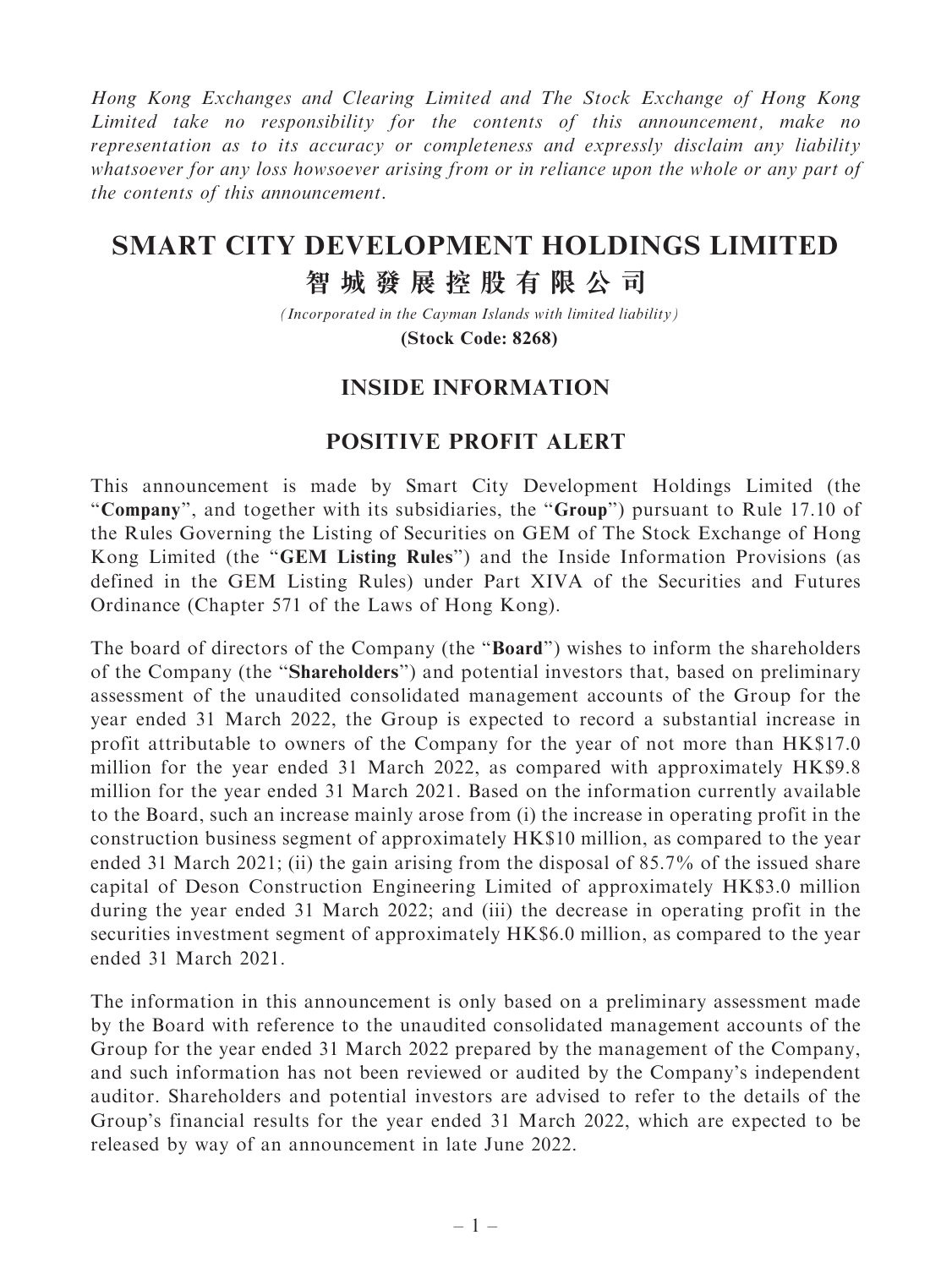*Hong Kong Exchanges and Clearing Limited and The Stock Exchange of Hong Kong Limited take no responsibility for the contents of this announcement, make no representation as to its accuracy or completeness and expressly disclaim any liability whatsoever for any loss howsoever arising from or in reliance upon the whole or any part of the contents of this announcement.*

# SMART CITY DEVELOPMENT HOLDINGS LIMITED
# 智城發展控股有限公司

*(Incorporated in the Cayman Islands with limited liability)*

**(Stock Code: 8268)**

## INSIDE INFORMATION

## POSITIVE PROFIT ALERT

This announcement is made by Smart City Development Holdings Limited (the "**Company**", and together with its subsidiaries, the "**Group**") pursuant to Rule 17.10 of the Rules Governing the Listing of Securities on GEM of The Stock Exchange of Hong Kong Limited (the "**GEM Listing Rules**") and the Inside Information Provisions (as defined in the GEM Listing Rules) under Part XIVA of the Securities and Futures Ordinance (Chapter 571 of the Laws of Hong Kong).

The board of directors of the Company (the "**Board**") wishes to inform the shareholders of the Company (the "**Shareholders**") and potential investors that, based on preliminary assessment of the unaudited consolidated management accounts of the Group for the year ended 31 March 2022, the Group is expected to record a substantial increase in profit attributable to owners of the Company for the year of not more than HK$17.0 million for the year ended 31 March 2022, as compared with approximately HK$9.8 million for the year ended 31 March 2021. Based on the information currently available to the Board, such an increase mainly arose from (i) the increase in operating profit in the construction business segment of approximately HK$10 million, as compared to the year ended 31 March 2021; (ii) the gain arising from the disposal of 85.7% of the issued share capital of Deson Construction Engineering Limited of approximately HK$3.0 million during the year ended 31 March 2022; and (iii) the decrease in operating profit in the securities investment segment of approximately HK$6.0 million, as compared to the year ended 31 March 2021.

The information in this announcement is only based on a preliminary assessment made by the Board with reference to the unaudited consolidated management accounts of the Group for the year ended 31 March 2022 prepared by the management of the Company, and such information has not been reviewed or audited by the Company's independent auditor. Shareholders and potential investors are advised to refer to the details of the Group's financial results for the year ended 31 March 2022, which are expected to be released by way of an announcement in late June 2022.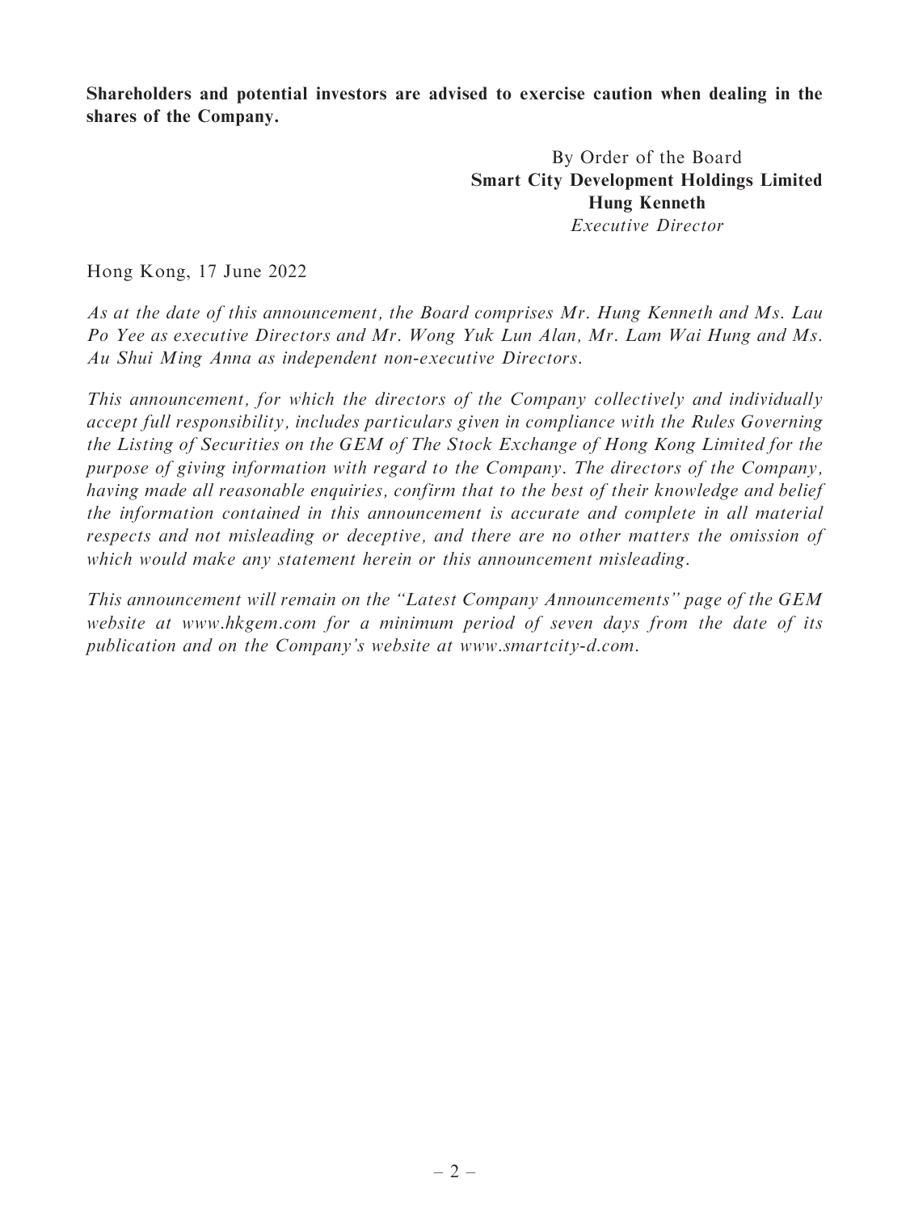**Shareholders and potential investors are advised to exercise caution when dealing in the shares of the Company.**

By Order of the Board
**Smart City Development Holdings Limited**
**Hung Kenneth**
*Executive Director*

Hong Kong, 17 June 2022

*As at the date of this announcement, the Board comprises Mr. Hung Kenneth and Ms. Lau Po Yee as executive Directors and Mr. Wong Yuk Lun Alan, Mr. Lam Wai Hung and Ms. Au Shui Ming Anna as independent non-executive Directors.*

*This announcement, for which the directors of the Company collectively and individually accept full responsibility, includes particulars given in compliance with the Rules Governing the Listing of Securities on the GEM of The Stock Exchange of Hong Kong Limited for the purpose of giving information with regard to the Company. The directors of the Company, having made all reasonable enquiries, confirm that to the best of their knowledge and belief the information contained in this announcement is accurate and complete in all material respects and not misleading or deceptive, and there are no other matters the omission of which would make any statement herein or this announcement misleading.*

*This announcement will remain on the "Latest Company Announcements" page of the GEM website at www.hkgem.com for a minimum period of seven days from the date of its publication and on the Company's website at www.smartcity-d.com.*